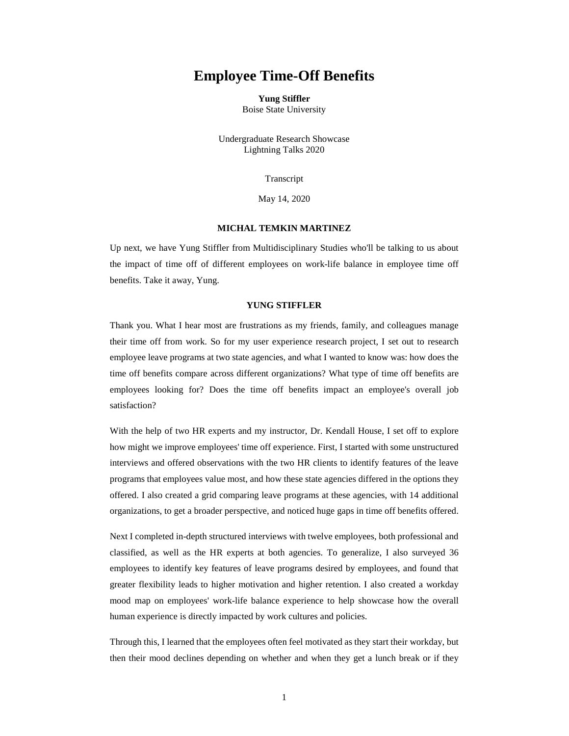# Employee Time-Off Benefits

**Yung Stiffler**
Boise State University

Undergraduate Research Showcase
Lightning Talks 2020

Transcript

May 14, 2020

**MICHAL TEMKIN MARTINEZ**

Up next, we have Yung Stiffler from Multidisciplinary Studies who'll be talking to us about the impact of time off of different employees on work-life balance in employee time off benefits. Take it away, Yung.

**YUNG STIFFLER**

Thank you. What I hear most are frustrations as my friends, family, and colleagues manage their time off from work. So for my user experience research project, I set out to research employee leave programs at two state agencies, and what I wanted to know was: how does the time off benefits compare across different organizations? What type of time off benefits are employees looking for? Does the time off benefits impact an employee's overall job satisfaction?

With the help of two HR experts and my instructor, Dr. Kendall House, I set off to explore how might we improve employees' time off experience. First, I started with some unstructured interviews and offered observations with the two HR clients to identify features of the leave programs that employees value most, and how these state agencies differed in the options they offered. I also created a grid comparing leave programs at these agencies, with 14 additional organizations, to get a broader perspective, and noticed huge gaps in time off benefits offered.

Next I completed in-depth structured interviews with twelve employees, both professional and classified, as well as the HR experts at both agencies. To generalize, I also surveyed 36 employees to identify key features of leave programs desired by employees, and found that greater flexibility leads to higher motivation and higher retention. I also created a workday mood map on employees' work-life balance experience to help showcase how the overall human experience is directly impacted by work cultures and policies.

Through this, I learned that the employees often feel motivated as they start their workday, but then their mood declines depending on whether and when they get a lunch break or if they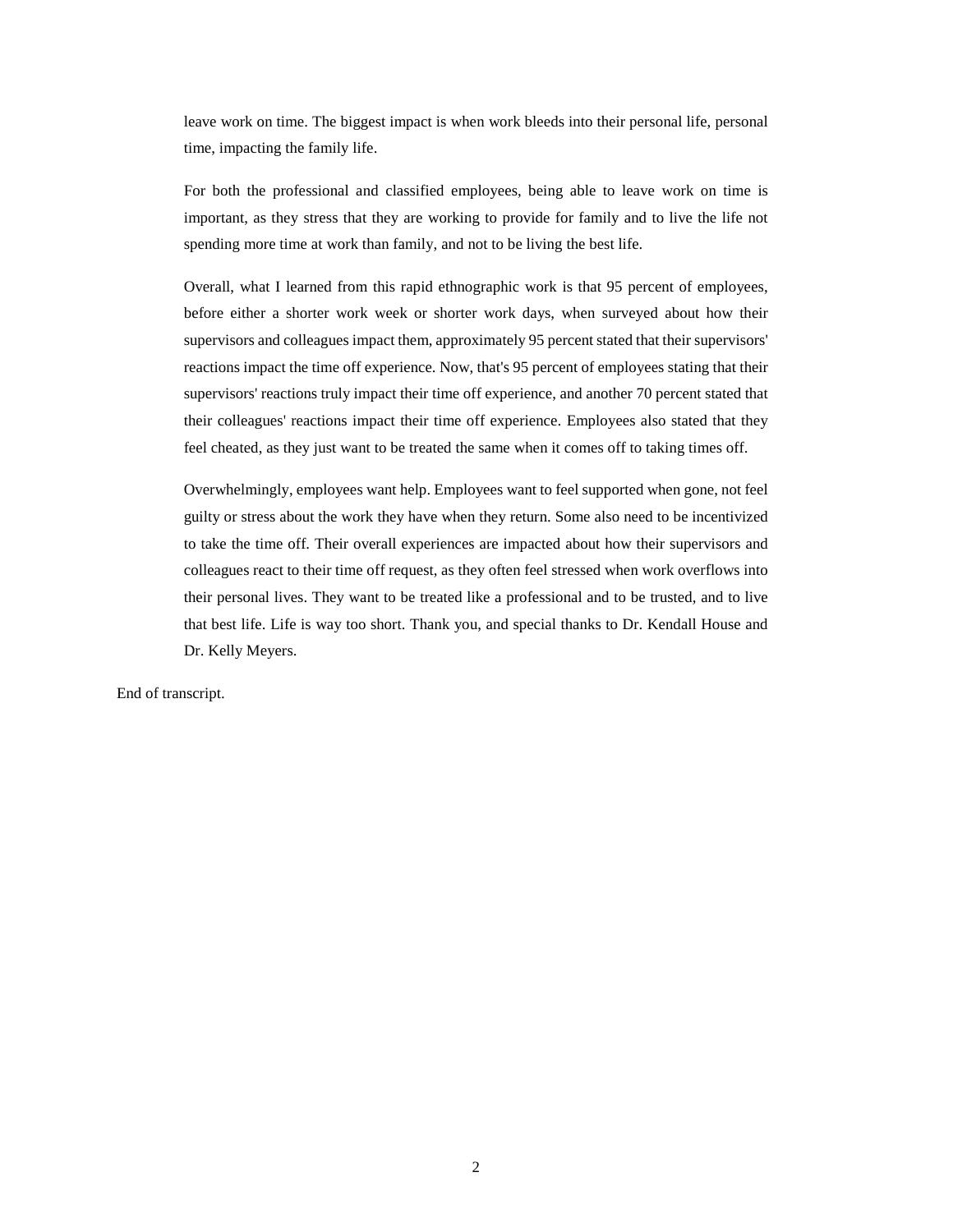leave work on time. The biggest impact is when work bleeds into their personal life, personal time, impacting the family life.

For both the professional and classified employees, being able to leave work on time is important, as they stress that they are working to provide for family and to live the life not spending more time at work than family, and not to be living the best life.

Overall, what I learned from this rapid ethnographic work is that 95 percent of employees, before either a shorter work week or shorter work days, when surveyed about how their supervisors and colleagues impact them, approximately 95 percent stated that their supervisors' reactions impact the time off experience. Now, that's 95 percent of employees stating that their supervisors' reactions truly impact their time off experience, and another 70 percent stated that their colleagues' reactions impact their time off experience. Employees also stated that they feel cheated, as they just want to be treated the same when it comes off to taking times off.

Overwhelmingly, employees want help. Employees want to feel supported when gone, not feel guilty or stress about the work they have when they return. Some also need to be incentivized to take the time off. Their overall experiences are impacted about how their supervisors and colleagues react to their time off request, as they often feel stressed when work overflows into their personal lives. They want to be treated like a professional and to be trusted, and to live that best life. Life is way too short. Thank you, and special thanks to Dr. Kendall House and Dr. Kelly Meyers.

End of transcript.